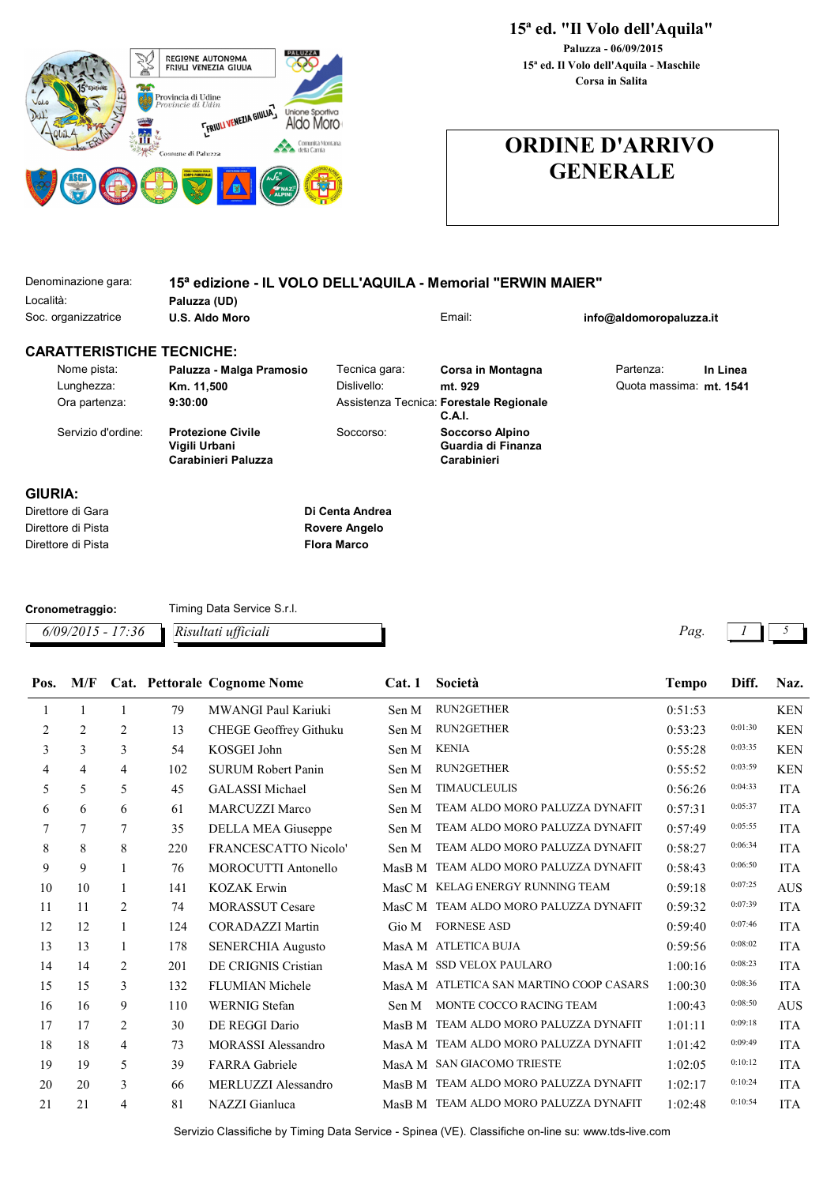# 15ª ed. "Il Volo dell'Aquila"

**Paluzza - 06/09/2015**

**15ª ed. Il Volo dell'Aquila - Maschile**

**Corsa in Salita**

# ORDINE D'ARRIVO GENERALE

Denominazione gara: **15ª edizione - IL VOLO DELL'AQUILA - Memorial "ERWIN MAIER"**

Località: **Paluzza (UD)**

Soc. organizzatrice: **U.S. Aldo Moro** — Email: **info@aldomoropaluzza.it**

## CARATTERISTICHE TECNICHE:

| | | | | | |
|---|---|---|---|---|---|
| Nome pista: | **Paluzza - Malga Pramosio** | Tecnica gara: | **Corsa in Montagna** | Partenza: | **In Linea** |
| Lunghezza: | **Km. 11,500** | Dislivello: | **mt. 929** | Quota massima: | **mt. 1541** |
| Ora partenza: | **9:30:00** | Assistenza Tecnica: | **Forestale Regionale C.A.I.** | | |
| Servizio d'ordine: | **Protezione Civile Vigili Urbani Carabinieri Paluzza** | Soccorso: | **Soccorso Alpino Guardia di Finanza Carabinieri** | | |

## GIURIA:

Direttore di Gara: **Di Centa Andrea**

Direttore di Pista: **Rovere Angelo**

Direttore di Pista: **Flora Marco**

**Cronometraggio:** Timing Data Service S.r.l.

*6/09/2015 - 17:36* — *Risultati ufficiali*

| Pos. | M/F | Cat. | Pettorale | Cognome Nome | Cat. 1 | Società | Tempo | Diff. | Naz. |
|---|---|---|---|---|---|---|---|---|---|
| 1 | 1 | 1 | 79 | MWANGI Paul Kariuki | Sen M | RUN2GETHER | 0:51:53 | | KEN |
| 2 | 2 | 2 | 13 | CHEGE Geoffrey Githuku | Sen M | RUN2GETHER | 0:53:23 | 0:01:30 | KEN |
| 3 | 3 | 3 | 54 | KOSGEI John | Sen M | KENIA | 0:55:28 | 0:03:35 | KEN |
| 4 | 4 | 4 | 102 | SURUM Robert Panin | Sen M | RUN2GETHER | 0:55:52 | 0:03:59 | KEN |
| 5 | 5 | 5 | 45 | GALASSI Michael | Sen M | TIMAUCLEULIS | 0:56:26 | 0:04:33 | ITA |
| 6 | 6 | 6 | 61 | MARCUZZI Marco | Sen M | TEAM ALDO MORO PALUZZA DYNAFIT | 0:57:31 | 0:05:37 | ITA |
| 7 | 7 | 7 | 35 | DELLA MEA Giuseppe | Sen M | TEAM ALDO MORO PALUZZA DYNAFIT | 0:57:49 | 0:05:55 | ITA |
| 8 | 8 | 8 | 220 | FRANCESCATTO Nicolo' | Sen M | TEAM ALDO MORO PALUZZA DYNAFIT | 0:58:27 | 0:06:34 | ITA |
| 9 | 9 | 1 | 76 | MOROCUTTI Antonello | MasB M | TEAM ALDO MORO PALUZZA DYNAFIT | 0:58:43 | 0:06:50 | ITA |
| 10 | 10 | 1 | 141 | KOZAK Erwin | MasC M | KELAG ENERGY RUNNING TEAM | 0:59:18 | 0:07:25 | AUS |
| 11 | 11 | 2 | 74 | MORASSUT Cesare | MasC M | TEAM ALDO MORO PALUZZA DYNAFIT | 0:59:32 | 0:07:39 | ITA |
| 12 | 12 | 1 | 124 | CORADAZZI Martin | Gio M | FORNESE ASD | 0:59:40 | 0:07:46 | ITA |
| 13 | 13 | 1 | 178 | SENERCHIA Augusto | MasA M | ATLETICA BUJA | 0:59:56 | 0:08:02 | ITA |
| 14 | 14 | 2 | 201 | DE CRIGNIS Cristian | MasA M | SSD VELOX PAULARO | 1:00:16 | 0:08:23 | ITA |
| 15 | 15 | 3 | 132 | FLUMIAN Michele | MasA M | ATLETICA SAN MARTINO COOP CASARS | 1:00:30 | 0:08:36 | ITA |
| 16 | 16 | 9 | 110 | WERNIG Stefan | Sen M | MONTE COCCO RACING TEAM | 1:00:43 | 0:08:50 | AUS |
| 17 | 17 | 2 | 30 | DE REGGI Dario | MasB M | TEAM ALDO MORO PALUZZA DYNAFIT | 1:01:11 | 0:09:18 | ITA |
| 18 | 18 | 4 | 73 | MORASSI Alessandro | MasA M | TEAM ALDO MORO PALUZZA DYNAFIT | 1:01:42 | 0:09:49 | ITA |
| 19 | 19 | 5 | 39 | FARRA Gabriele | MasA M | SAN GIACOMO TRIESTE | 1:02:05 | 0:10:12 | ITA |
| 20 | 20 | 3 | 66 | MERLUZZI Alessandro | MasB M | TEAM ALDO MORO PALUZZA DYNAFIT | 1:02:17 | 0:10:24 | ITA |
| 21 | 21 | 4 | 81 | NAZZI Gianluca | MasB M | TEAM ALDO MORO PALUZZA DYNAFIT | 1:02:48 | 0:10:54 | ITA |

Servizio Classifiche by Timing Data Service - Spinea (VE). Classifiche on-line su: www.tds-live.com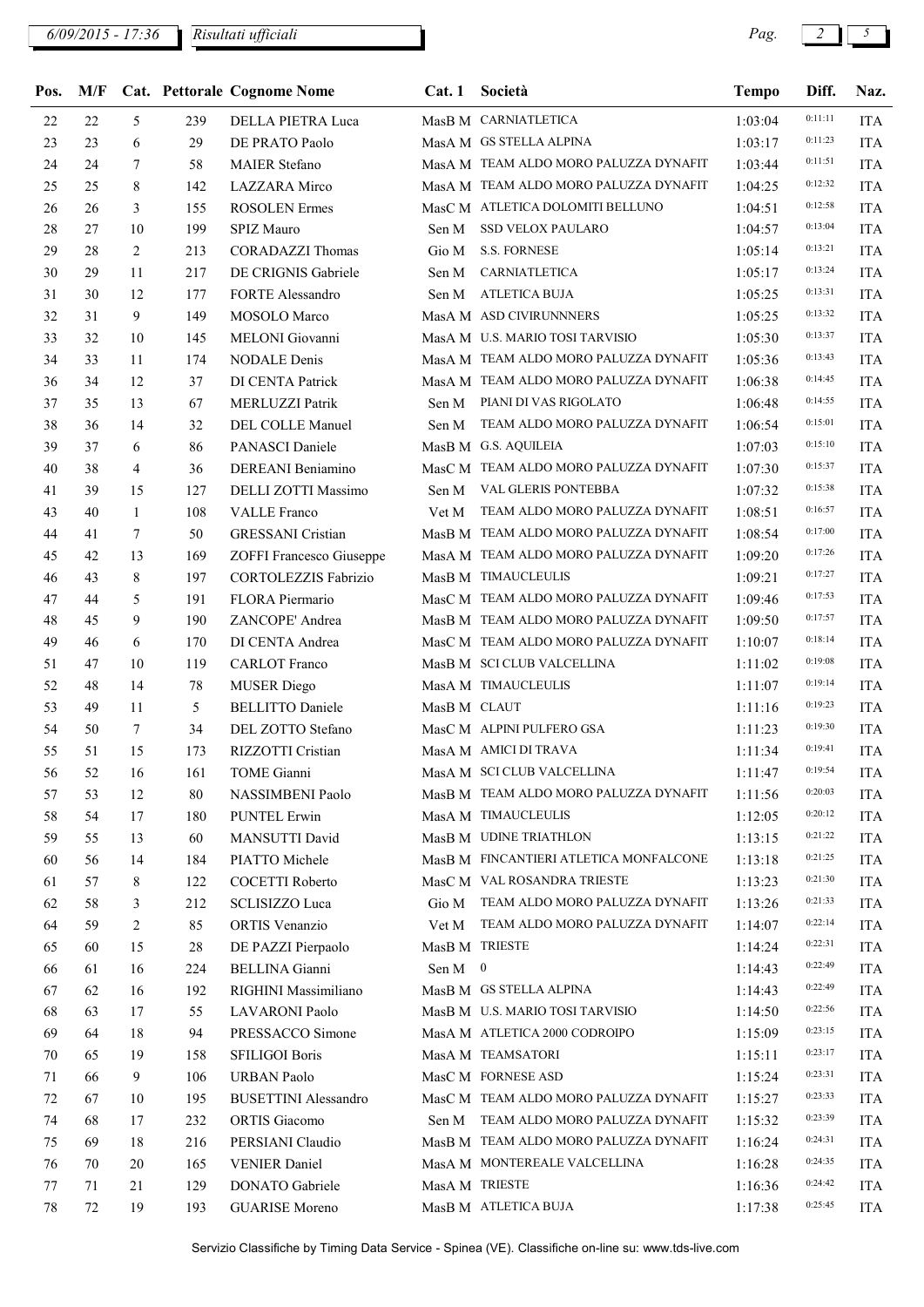6/09/2015 - 17:36 Risultati ufficiali

| Pos. | M/F | Cat. | Pettorale | Cognome Nome | Cat. 1 | Società | Tempo | Diff. | Naz. |
|---|---|---|---|---|---|---|---|---|---|
| 22 | 22 | 5 | 239 | DELLA PIETRA Luca | MasB M | CARNIATLETICA | 1:03:04 | 0:11:11 | ITA |
| 23 | 23 | 6 | 29 | DE PRATO Paolo | MasA M | GS STELLA ALPINA | 1:03:17 | 0:11:23 | ITA |
| 24 | 24 | 7 | 58 | MAIER Stefano | MasA M | TEAM ALDO MORO PALUZZA DYNAFIT | 1:03:44 | 0:11:51 | ITA |
| 25 | 25 | 8 | 142 | LAZZARA Mirco | MasA M | TEAM ALDO MORO PALUZZA DYNAFIT | 1:04:25 | 0:12:32 | ITA |
| 26 | 26 | 3 | 155 | ROSOLEN Ermes | MasC M | ATLETICA DOLOMITI BELLUNO | 1:04:51 | 0:12:58 | ITA |
| 28 | 27 | 10 | 199 | SPIZ Mauro | Sen M | SSD VELOX PAULARO | 1:04:57 | 0:13:04 | ITA |
| 29 | 28 | 2 | 213 | CORADAZZI Thomas | Gio M | S.S. FORNESE | 1:05:14 | 0:13:21 | ITA |
| 30 | 29 | 11 | 217 | DE CRIGNIS Gabriele | Sen M | CARNIATLETICA | 1:05:17 | 0:13:24 | ITA |
| 31 | 30 | 12 | 177 | FORTE Alessandro | Sen M | ATLETICA BUJA | 1:05:25 | 0:13:31 | ITA |
| 32 | 31 | 9 | 149 | MOSOLO Marco | MasA M | ASD CIVIRUNNNERS | 1:05:25 | 0:13:32 | ITA |
| 33 | 32 | 10 | 145 | MELONI Giovanni | MasA M | U.S. MARIO TOSI TARVISIO | 1:05:30 | 0:13:37 | ITA |
| 34 | 33 | 11 | 174 | NODALE Denis | MasA M | TEAM ALDO MORO PALUZZA DYNAFIT | 1:05:36 | 0:13:43 | ITA |
| 36 | 34 | 12 | 37 | DI CENTA Patrick | MasA M | TEAM ALDO MORO PALUZZA DYNAFIT | 1:06:38 | 0:14:45 | ITA |
| 37 | 35 | 13 | 67 | MERLUZZI Patrik | Sen M | PIANI DI VAS RIGOLATO | 1:06:48 | 0:14:55 | ITA |
| 38 | 36 | 14 | 32 | DEL COLLE Manuel | Sen M | TEAM ALDO MORO PALUZZA DYNAFIT | 1:06:54 | 0:15:01 | ITA |
| 39 | 37 | 6 | 86 | PANASCI Daniele | MasB M | G.S. AQUILEIA | 1:07:03 | 0:15:10 | ITA |
| 40 | 38 | 4 | 36 | DEREANI Beniamino | MasC M | TEAM ALDO MORO PALUZZA DYNAFIT | 1:07:30 | 0:15:37 | ITA |
| 41 | 39 | 15 | 127 | DELLI ZOTTI Massimo | Sen M | VAL GLERIS PONTEBBA | 1:07:32 | 0:15:38 | ITA |
| 43 | 40 | 1 | 108 | VALLE Franco | Vet M | TEAM ALDO MORO PALUZZA DYNAFIT | 1:08:51 | 0:16:57 | ITA |
| 44 | 41 | 7 | 50 | GRESSANI Cristian | MasB M | TEAM ALDO MORO PALUZZA DYNAFIT | 1:08:54 | 0:17:00 | ITA |
| 45 | 42 | 13 | 169 | ZOFFI Francesco Giuseppe | MasA M | TEAM ALDO MORO PALUZZA DYNAFIT | 1:09:20 | 0:17:26 | ITA |
| 46 | 43 | 8 | 197 | CORTOLEZZIS Fabrizio | MasB M | TIMAUCLEULIS | 1:09:21 | 0:17:27 | ITA |
| 47 | 44 | 5 | 191 | FLORA Piermario | MasC M | TEAM ALDO MORO PALUZZA DYNAFIT | 1:09:46 | 0:17:53 | ITA |
| 48 | 45 | 9 | 190 | ZANCOPE' Andrea | MasB M | TEAM ALDO MORO PALUZZA DYNAFIT | 1:09:50 | 0:17:57 | ITA |
| 49 | 46 | 6 | 170 | DI CENTA Andrea | MasC M | TEAM ALDO MORO PALUZZA DYNAFIT | 1:10:07 | 0:18:14 | ITA |
| 51 | 47 | 10 | 119 | CARLOT Franco | MasB M | SCI CLUB VALCELLINA | 1:11:02 | 0:19:08 | ITA |
| 52 | 48 | 14 | 78 | MUSER Diego | MasA M | TIMAUCLEULIS | 1:11:07 | 0:19:14 | ITA |
| 53 | 49 | 11 | 5 | BELLITTO Daniele | MasB M | CLAUT | 1:11:16 | 0:19:23 | ITA |
| 54 | 50 | 7 | 34 | DEL ZOTTO Stefano | MasC M | ALPINI PULFERO GSA | 1:11:23 | 0:19:30 | ITA |
| 55 | 51 | 15 | 173 | RIZZOTTI Cristian | MasA M | AMICI DI TRAVA | 1:11:34 | 0:19:41 | ITA |
| 56 | 52 | 16 | 161 | TOME Gianni | MasA M | SCI CLUB VALCELLINA | 1:11:47 | 0:19:54 | ITA |
| 57 | 53 | 12 | 80 | NASSIMBENI Paolo | MasB M | TEAM ALDO MORO PALUZZA DYNAFIT | 1:11:56 | 0:20:03 | ITA |
| 58 | 54 | 17 | 180 | PUNTEL Erwin | MasA M | TIMAUCLEULIS | 1:12:05 | 0:20:12 | ITA |
| 59 | 55 | 13 | 60 | MANSUTTI David | MasB M | UDINE TRIATHLON | 1:13:15 | 0:21:22 | ITA |
| 60 | 56 | 14 | 184 | PIATTO Michele | MasB M | FINCANTIERI ATLETICA MONFALCONE | 1:13:18 | 0:21:25 | ITA |
| 61 | 57 | 8 | 122 | COCETTI Roberto | MasC M | VAL ROSANDRA TRIESTE | 1:13:23 | 0:21:30 | ITA |
| 62 | 58 | 3 | 212 | SCLISIZZO Luca | Gio M | TEAM ALDO MORO PALUZZA DYNAFIT | 1:13:26 | 0:21:33 | ITA |
| 64 | 59 | 2 | 85 | ORTIS Venanzio | Vet M | TEAM ALDO MORO PALUZZA DYNAFIT | 1:14:07 | 0:22:14 | ITA |
| 65 | 60 | 15 | 28 | DE PAZZI Pierpaolo | MasB M | TRIESTE | 1:14:24 | 0:22:31 | ITA |
| 66 | 61 | 16 | 224 | BELLINA Gianni | Sen M | 0 | 1:14:43 | 0:22:49 | ITA |
| 67 | 62 | 16 | 192 | RIGHINI Massimiliano | MasB M | GS STELLA ALPINA | 1:14:43 | 0:22:49 | ITA |
| 68 | 63 | 17 | 55 | LAVARONI Paolo | MasB M | U.S. MARIO TOSI TARVISIO | 1:14:50 | 0:22:56 | ITA |
| 69 | 64 | 18 | 94 | PRESSACCO Simone | MasA M | ATLETICA 2000 CODROIPO | 1:15:09 | 0:23:15 | ITA |
| 70 | 65 | 19 | 158 | SFILIGOI Boris | MasA M | TEAMSATORI | 1:15:11 | 0:23:17 | ITA |
| 71 | 66 | 9 | 106 | URBAN Paolo | MasC M | FORNESE ASD | 1:15:24 | 0:23:31 | ITA |
| 72 | 67 | 10 | 195 | BUSETTINI Alessandro | MasC M | TEAM ALDO MORO PALUZZA DYNAFIT | 1:15:27 | 0:23:33 | ITA |
| 74 | 68 | 17 | 232 | ORTIS Giacomo | Sen M | TEAM ALDO MORO PALUZZA DYNAFIT | 1:15:32 | 0:23:39 | ITA |
| 75 | 69 | 18 | 216 | PERSIANI Claudio | MasB M | TEAM ALDO MORO PALUZZA DYNAFIT | 1:16:24 | 0:24:31 | ITA |
| 76 | 70 | 20 | 165 | VENIER Daniel | MasA M | MONTEREALE VALCELLINA | 1:16:28 | 0:24:35 | ITA |
| 77 | 71 | 21 | 129 | DONATO Gabriele | MasA M | TRIESTE | 1:16:36 | 0:24:42 | ITA |
| 78 | 72 | 19 | 193 | GUARISE Moreno | MasB M | ATLETICA BUJA | 1:17:38 | 0:25:45 | ITA |

Servizio Classifiche by Timing Data Service - Spinea (VE). Classifiche on-line su: www.tds-live.com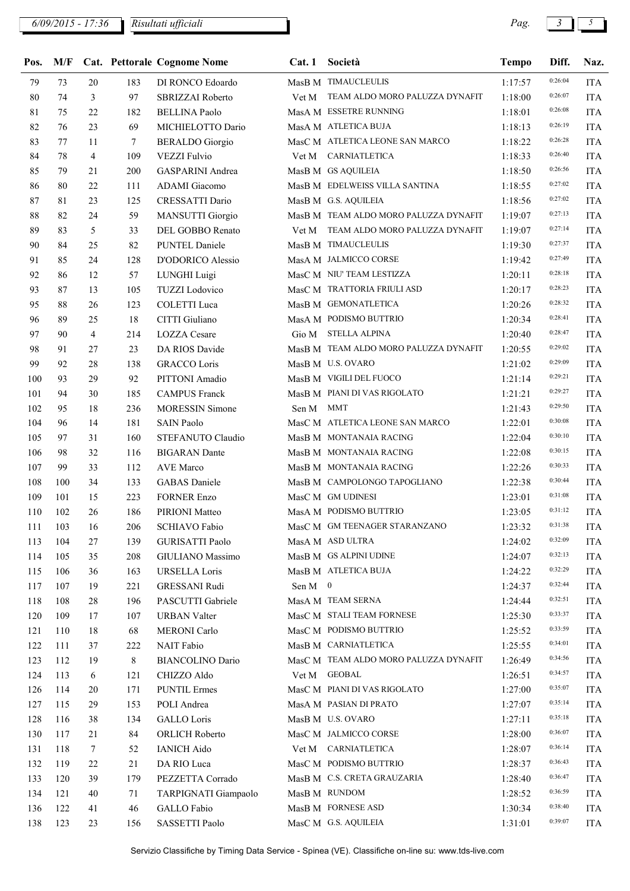6/09/2015 - 17:36 | Risultati ufficiali

| Pos. | M/F | Cat. | Pettorale | Cognome Nome | Cat. 1 | Società | Tempo | Diff. | Naz. |
|---|---|---|---|---|---|---|---|---|---|
| 79 | 73 | 20 | 183 | DI RONCO Edoardo | MasB M | TIMAUCLEULIS | 1:17:57 | 0:26:04 | ITA |
| 80 | 74 | 3 | 97 | SBRIZZAI Roberto | Vet M | TEAM ALDO MORO PALUZZA DYNAFIT | 1:18:00 | 0:26:07 | ITA |
| 81 | 75 | 22 | 182 | BELLINA Paolo | MasA M | ESSETRE RUNNING | 1:18:01 | 0:26:08 | ITA |
| 82 | 76 | 23 | 69 | MICHIELOTTO Dario | MasA M | ATLETICA BUJA | 1:18:13 | 0:26:19 | ITA |
| 83 | 77 | 11 | 7 | BERALDO Giorgio | MasC M | ATLETICA LEONE SAN MARCO | 1:18:22 | 0:26:28 | ITA |
| 84 | 78 | 4 | 109 | VEZZI Fulvio | Vet M | CARNIATLETICA | 1:18:33 | 0:26:40 | ITA |
| 85 | 79 | 21 | 200 | GASPARINI Andrea | MasB M | GS AQUILEIA | 1:18:50 | 0:26:56 | ITA |
| 86 | 80 | 22 | 111 | ADAMI Giacomo | MasB M | EDELWEISS VILLA SANTINA | 1:18:55 | 0:27:02 | ITA |
| 87 | 81 | 23 | 125 | CRESSATTI Dario | MasB M | G.S. AQUILEIA | 1:18:56 | 0:27:02 | ITA |
| 88 | 82 | 24 | 59 | MANSUTTI Giorgio | MasB M | TEAM ALDO MORO PALUZZA DYNAFIT | 1:19:07 | 0:27:13 | ITA |
| 89 | 83 | 5 | 33 | DEL GOBBO Renato | Vet M | TEAM ALDO MORO PALUZZA DYNAFIT | 1:19:07 | 0:27:14 | ITA |
| 90 | 84 | 25 | 82 | PUNTEL Daniele | MasB M | TIMAUCLEULIS | 1:19:30 | 0:27:37 | ITA |
| 91 | 85 | 24 | 128 | D'ODORICO Alessio | MasA M | JALMICCO CORSE | 1:19:42 | 0:27:49 | ITA |
| 92 | 86 | 12 | 57 | LUNGHI Luigi | MasC M | NIU' TEAM LESTIZZA | 1:20:11 | 0:28:18 | ITA |
| 93 | 87 | 13 | 105 | TUZZI Lodovico | MasC M | TRATTORIA FRIULI ASD | 1:20:17 | 0:28:23 | ITA |
| 95 | 88 | 26 | 123 | COLETTI Luca | MasB M | GEMONATLETICA | 1:20:26 | 0:28:32 | ITA |
| 96 | 89 | 25 | 18 | CITTI Giuliano | MasA M | PODISMO BUTTRIO | 1:20:34 | 0:28:41 | ITA |
| 97 | 90 | 4 | 214 | LOZZA Cesare | Gio M | STELLA ALPINA | 1:20:40 | 0:28:47 | ITA |
| 98 | 91 | 27 | 23 | DA RIOS Davide | MasB M | TEAM ALDO MORO PALUZZA DYNAFIT | 1:20:55 | 0:29:02 | ITA |
| 99 | 92 | 28 | 138 | GRACCO Loris | MasB M | U.S. OVARO | 1:21:02 | 0:29:09 | ITA |
| 100 | 93 | 29 | 92 | PITTONI Amadio | MasB M | VIGILI DEL FUOCO | 1:21:14 | 0:29:21 | ITA |
| 101 | 94 | 30 | 185 | CAMPUS Franck | MasB M | PIANI DI VAS RIGOLATO | 1:21:21 | 0:29:27 | ITA |
| 102 | 95 | 18 | 236 | MORESSIN Simone | Sen M | MMT | 1:21:43 | 0:29:50 | ITA |
| 104 | 96 | 14 | 181 | SAIN Paolo | MasC M | ATLETICA LEONE SAN MARCO | 1:22:01 | 0:30:08 | ITA |
| 105 | 97 | 31 | 160 | STEFANUTO Claudio | MasB M | MONTANAIA RACING | 1:22:04 | 0:30:10 | ITA |
| 106 | 98 | 32 | 116 | BIGARAN Dante | MasB M | MONTANAIA RACING | 1:22:08 | 0:30:15 | ITA |
| 107 | 99 | 33 | 112 | AVE Marco | MasB M | MONTANAIA RACING | 1:22:26 | 0:30:33 | ITA |
| 108 | 100 | 34 | 133 | GABAS Daniele | MasB M | CAMPOLONGO TAPOGLIANO | 1:22:38 | 0:30:44 | ITA |
| 109 | 101 | 15 | 223 | FORNER Enzo | MasC M | GM UDINESI | 1:23:01 | 0:31:08 | ITA |
| 110 | 102 | 26 | 186 | PIRIONI Matteo | MasA M | PODISMO BUTTRIO | 1:23:05 | 0:31:12 | ITA |
| 111 | 103 | 16 | 206 | SCHIAVO Fabio | MasC M | GM TEENAGER STARANZANO | 1:23:32 | 0:31:38 | ITA |
| 113 | 104 | 27 | 139 | GURISATTI Paolo | MasA M | ASD ULTRA | 1:24:02 | 0:32:09 | ITA |
| 114 | 105 | 35 | 208 | GIULIANO Massimo | MasB M | GS ALPINI UDINE | 1:24:07 | 0:32:13 | ITA |
| 115 | 106 | 36 | 163 | URSELLA Loris | MasB M | ATLETICA BUJA | 1:24:22 | 0:32:29 | ITA |
| 117 | 107 | 19 | 221 | GRESSANI Rudi | Sen M | 0 | 1:24:37 | 0:32:44 | ITA |
| 118 | 108 | 28 | 196 | PASCUTTI Gabriele | MasA M | TEAM SERNA | 1:24:44 | 0:32:51 | ITA |
| 120 | 109 | 17 | 107 | URBAN Valter | MasC M | STALI TEAM FORNESE | 1:25:30 | 0:33:37 | ITA |
| 121 | 110 | 18 | 68 | MERONI Carlo | MasC M | PODISMO BUTTRIO | 1:25:52 | 0:33:59 | ITA |
| 122 | 111 | 37 | 222 | NAIT Fabio | MasB M | CARNIATLETICA | 1:25:55 | 0:34:01 | ITA |
| 123 | 112 | 19 | 8 | BIANCOLINO Dario | MasC M | TEAM ALDO MORO PALUZZA DYNAFIT | 1:26:49 | 0:34:56 | ITA |
| 124 | 113 | 6 | 121 | CHIZZO Aldo | Vet M | GEOBAL | 1:26:51 | 0:34:57 | ITA |
| 126 | 114 | 20 | 171 | PUNTIL Ermes | MasC M | PIANI DI VAS RIGOLATO | 1:27:00 | 0:35:07 | ITA |
| 127 | 115 | 29 | 153 | POLI Andrea | MasA M | PASIAN DI PRATO | 1:27:07 | 0:35:14 | ITA |
| 128 | 116 | 38 | 134 | GALLO Loris | MasB M | U.S. OVARO | 1:27:11 | 0:35:18 | ITA |
| 130 | 117 | 21 | 84 | ORLICH Roberto | MasC M | JALMICCO CORSE | 1:28:00 | 0:36:07 | ITA |
| 131 | 118 | 7 | 52 | IANICH Aido | Vet M | CARNIATLETICA | 1:28:07 | 0:36:14 | ITA |
| 132 | 119 | 22 | 21 | DA RIO Luca | MasC M | PODISMO BUTTRIO | 1:28:37 | 0:36:43 | ITA |
| 133 | 120 | 39 | 179 | PEZZETTA Corrado | MasB M | C.S. CRETA GRAUZARIA | 1:28:40 | 0:36:47 | ITA |
| 134 | 121 | 40 | 71 | TARPIGNATI Giampaolo | MasB M | RUNDOM | 1:28:52 | 0:36:59 | ITA |
| 136 | 122 | 41 | 46 | GALLO Fabio | MasB M | FORNESE ASD | 1:30:34 | 0:38:40 | ITA |
| 138 | 123 | 23 | 156 | SASSETTI Paolo | MasC M | G.S. AQUILEIA | 1:31:01 | 0:39:07 | ITA |

Servizio Classifiche by Timing Data Service - Spinea (VE). Classifiche on-line su: www.tds-live.com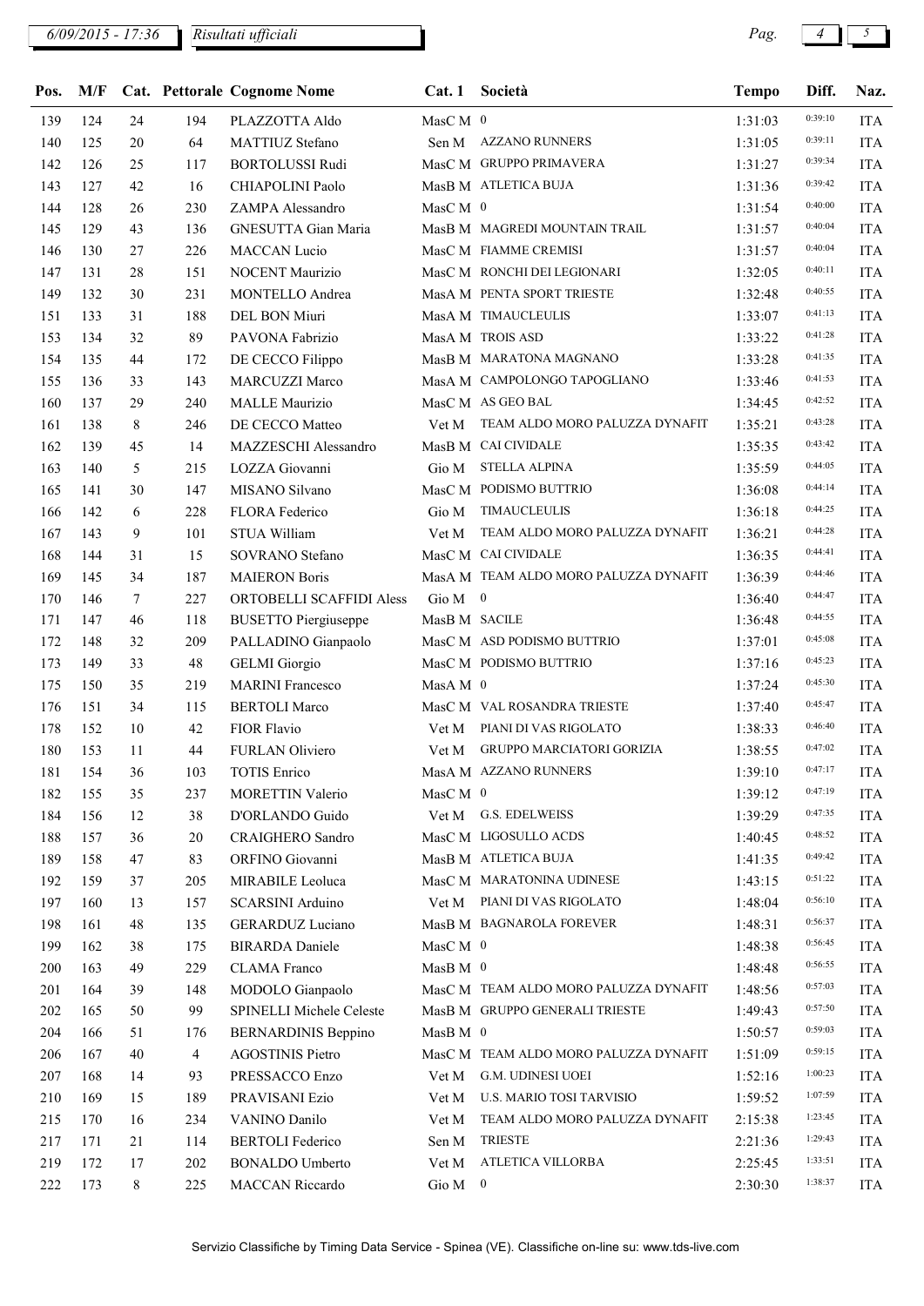| Pos. | M/F | Cat. | Pettorale | Cognome Nome | Cat. 1 | Società | Tempo | Diff. | Naz. |
|---|---|---|---|---|---|---|---|---|---|
| 139 | 124 | 24 | 194 | PLAZZOTTA Aldo | MasC M | 0 | 1:31:03 | 0:39:10 | ITA |
| 140 | 125 | 20 | 64 | MATTIUZ Stefano | Sen M | AZZANO RUNNERS | 1:31:05 | 0:39:11 | ITA |
| 142 | 126 | 25 | 117 | BORTOLUSSI Rudi | MasC M | GRUPPO PRIMAVERA | 1:31:27 | 0:39:34 | ITA |
| 143 | 127 | 42 | 16 | CHIAPOLINI Paolo | MasB M | ATLETICA BUJA | 1:31:36 | 0:39:42 | ITA |
| 144 | 128 | 26 | 230 | ZAMPA Alessandro | MasC M | 0 | 1:31:54 | 0:40:00 | ITA |
| 145 | 129 | 43 | 136 | GNESUTTA Gian Maria | MasB M | MAGREDI MOUNTAIN TRAIL | 1:31:57 | 0:40:04 | ITA |
| 146 | 130 | 27 | 226 | MACCAN Lucio | MasC M | FIAMME CREMISI | 1:31:57 | 0:40:04 | ITA |
| 147 | 131 | 28 | 151 | NOCENT Maurizio | MasC M | RONCHI DEI LEGIONARI | 1:32:05 | 0:40:11 | ITA |
| 149 | 132 | 30 | 231 | MONTELLO Andrea | MasA M | PENTA SPORT TRIESTE | 1:32:48 | 0:40:55 | ITA |
| 151 | 133 | 31 | 188 | DEL BON Miuri | MasA M | TIMAUCLEULIS | 1:33:07 | 0:41:13 | ITA |
| 153 | 134 | 32 | 89 | PAVONA Fabrizio | MasA M | TROIS ASD | 1:33:22 | 0:41:28 | ITA |
| 154 | 135 | 44 | 172 | DE CECCO Filippo | MasB M | MARATONA MAGNANO | 1:33:28 | 0:41:35 | ITA |
| 155 | 136 | 33 | 143 | MARCUZZI Marco | MasA M | CAMPOLONGO TAPOGLIANO | 1:33:46 | 0:41:53 | ITA |
| 160 | 137 | 29 | 240 | MALLE Maurizio | MasC M | AS GEO BAL | 1:34:45 | 0:42:52 | ITA |
| 161 | 138 | 8 | 246 | DE CECCO Matteo | Vet M | TEAM ALDO MORO PALUZZA DYNAFIT | 1:35:21 | 0:43:28 | ITA |
| 162 | 139 | 45 | 14 | MAZZESCHI Alessandro | MasB M | CAI CIVIDALE | 1:35:35 | 0:43:42 | ITA |
| 163 | 140 | 5 | 215 | LOZZA Giovanni | Gio M | STELLA ALPINA | 1:35:59 | 0:44:05 | ITA |
| 165 | 141 | 30 | 147 | MISANO Silvano | MasC M | PODISMO BUTTRIO | 1:36:08 | 0:44:14 | ITA |
| 166 | 142 | 6 | 228 | FLORA Federico | Gio M | TIMAUCLEULIS | 1:36:18 | 0:44:25 | ITA |
| 167 | 143 | 9 | 101 | STUA William | Vet M | TEAM ALDO MORO PALUZZA DYNAFIT | 1:36:21 | 0:44:28 | ITA |
| 168 | 144 | 31 | 15 | SOVRANO Stefano | MasC M | CAI CIVIDALE | 1:36:35 | 0:44:41 | ITA |
| 169 | 145 | 34 | 187 | MAIERON Boris | MasA M | TEAM ALDO MORO PALUZZA DYNAFIT | 1:36:39 | 0:44:46 | ITA |
| 170 | 146 | 7 | 227 | ORTOBELLI SCAFFIDI Aless | Gio M | 0 | 1:36:40 | 0:44:47 | ITA |
| 171 | 147 | 46 | 118 | BUSETTO Piergiuseppe | MasB M | SACILE | 1:36:48 | 0:44:55 | ITA |
| 172 | 148 | 32 | 209 | PALLADINO Gianpaolo | MasC M | ASD PODISMO BUTTRIO | 1:37:01 | 0:45:08 | ITA |
| 173 | 149 | 33 | 48 | GELMI Giorgio | MasC M | PODISMO BUTTRIO | 1:37:16 | 0:45:23 | ITA |
| 175 | 150 | 35 | 219 | MARINI Francesco | MasA M | 0 | 1:37:24 | 0:45:30 | ITA |
| 176 | 151 | 34 | 115 | BERTOLI Marco | MasC M | VAL ROSANDRA TRIESTE | 1:37:40 | 0:45:47 | ITA |
| 178 | 152 | 10 | 42 | FIOR Flavio | Vet M | PIANI DI VAS RIGOLATO | 1:38:33 | 0:46:40 | ITA |
| 180 | 153 | 11 | 44 | FURLAN Oliviero | Vet M | GRUPPO MARCIATORI GORIZIA | 1:38:55 | 0:47:02 | ITA |
| 181 | 154 | 36 | 103 | TOTIS Enrico | MasA M | AZZANO RUNNERS | 1:39:10 | 0:47:17 | ITA |
| 182 | 155 | 35 | 237 | MORETTIN Valerio | MasC M | 0 | 1:39:12 | 0:47:19 | ITA |
| 184 | 156 | 12 | 38 | D'ORLANDO Guido | Vet M | G.S. EDELWEISS | 1:39:29 | 0:47:35 | ITA |
| 188 | 157 | 36 | 20 | CRAIGHERO Sandro | MasC M | LIGOSULLO ACDS | 1:40:45 | 0:48:52 | ITA |
| 189 | 158 | 47 | 83 | ORFINO Giovanni | MasB M | ATLETICA BUJA | 1:41:35 | 0:49:42 | ITA |
| 192 | 159 | 37 | 205 | MIRABILE Leoluca | MasC M | MARATONINA UDINESE | 1:43:15 | 0:51:22 | ITA |
| 197 | 160 | 13 | 157 | SCARSINI Arduino | Vet M | PIANI DI VAS RIGOLATO | 1:48:04 | 0:56:10 | ITA |
| 198 | 161 | 48 | 135 | GERARDUZ Luciano | MasB M | BAGNAROLA FOREVER | 1:48:31 | 0:56:37 | ITA |
| 199 | 162 | 38 | 175 | BIRARDA Daniele | MasC M | 0 | 1:48:38 | 0:56:45 | ITA |
| 200 | 163 | 49 | 229 | CLAMA Franco | MasB M | 0 | 1:48:48 | 0:56:55 | ITA |
| 201 | 164 | 39 | 148 | MODOLO Gianpaolo | MasC M | TEAM ALDO MORO PALUZZA DYNAFIT | 1:48:56 | 0:57:03 | ITA |
| 202 | 165 | 50 | 99 | SPINELLI Michele Celeste | MasB M | GRUPPO GENERALI TRIESTE | 1:49:43 | 0:57:50 | ITA |
| 204 | 166 | 51 | 176 | BERNARDINIS Beppino | MasB M | 0 | 1:50:57 | 0:59:03 | ITA |
| 206 | 167 | 40 | 4 | AGOSTINIS Pietro | MasC M | TEAM ALDO MORO PALUZZA DYNAFIT | 1:51:09 | 0:59:15 | ITA |
| 207 | 168 | 14 | 93 | PRESSACCO Enzo | Vet M | G.M. UDINESI UOEI | 1:52:16 | 1:00:23 | ITA |
| 210 | 169 | 15 | 189 | PRAVISANI Ezio | Vet M | U.S. MARIO TOSI TARVISIO | 1:59:52 | 1:07:59 | ITA |
| 215 | 170 | 16 | 234 | VANINO Danilo | Vet M | TEAM ALDO MORO PALUZZA DYNAFIT | 2:15:38 | 1:23:45 | ITA |
| 217 | 171 | 21 | 114 | BERTOLI Federico | Sen M | TRIESTE | 2:21:36 | 1:29:43 | ITA |
| 219 | 172 | 17 | 202 | BONALDO Umberto | Vet M | ATLETICA VILLORBA | 2:25:45 | 1:33:51 | ITA |
| 222 | 173 | 8 | 225 | MACCAN Riccardo | Gio M | 0 | 2:30:30 | 1:38:37 | ITA |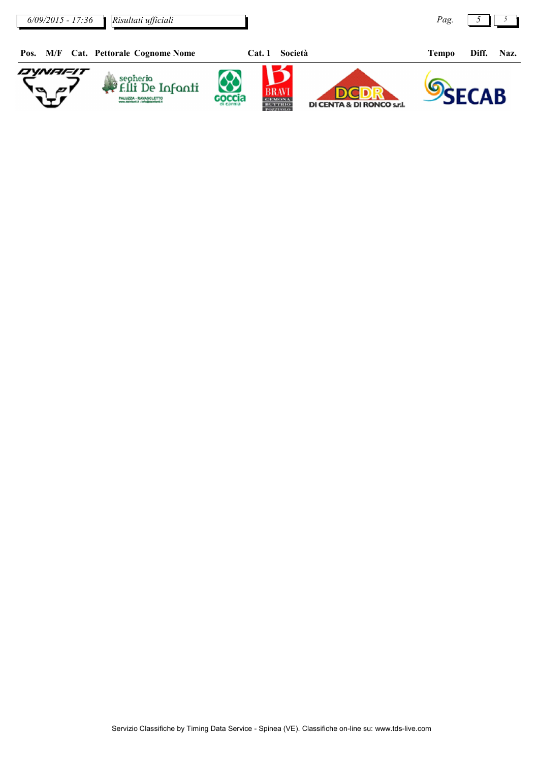| Pos. | M/F | Cat. | Pettorale | Cognome Nome | Cat. 1 | Società | Tempo | Diff. | Naz. |
|---|---|---|---|---|---|---|---|---|---|

Servizio Classifiche by Timing Data Service - Spinea (VE). Classifiche on-line su: www.tds-live.com